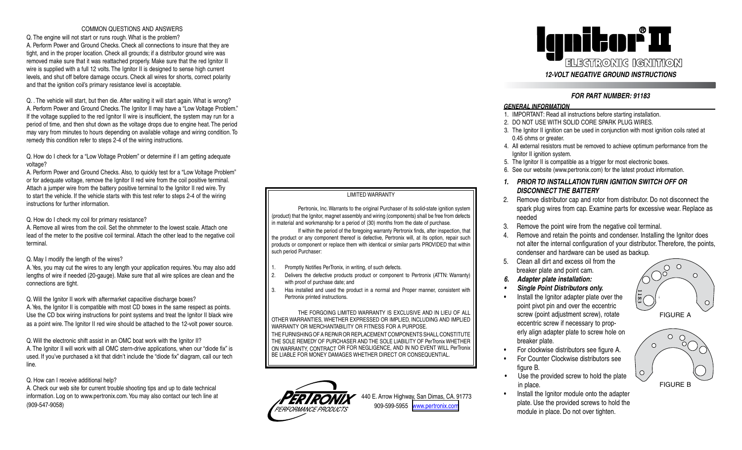## COMMON QUESTIONS AND ANSWERS

Q. The engine will not start or runs rough. What is the problem?
A. Perform Power and Ground Checks. Check all connections to insure that they are tight, and in the proper location. Check all grounds; if a distributor ground wire was removed make sure that it was reattached properly. Make sure that the red Ignitor II wire is supplied with a full 12 volts. The Ignitor II is designed to sense high current levels, and shut off before damage occurs. Check all wires for shorts, correct polarity and that the ignition coil's primary resistance level is acceptable.

Q. . The vehicle will start, but then die. After waiting it will start again. What is wrong?
A. Perform Power and Ground Checks. The Ignitor II may have a "Low Voltage Problem." If the voltage supplied to the red Ignitor II wire is insufficient, the system may run for a period of time, and then shut down as the voltage drops due to engine heat. The period may vary from minutes to hours depending on available voltage and wiring condition. To remedy this condition refer to steps 2-4 of the wiring instructions.

Q. How do I check for a "Low Voltage Problem" or determine if I am getting adequate voltage?
A. Perform Power and Ground Checks. Also, to quickly test for a "Low Voltage Problem" or for adequate voltage, remove the Ignitor II red wire from the coil positive terminal. Attach a jumper wire from the battery positive terminal to the Ignitor II red wire. Try to start the vehicle. If the vehicle starts with this test refer to steps 2-4 of the wiring instructions for further information.

Q. How do I check my coil for primary resistance?
A. Remove all wires from the coil. Set the ohmmeter to the lowest scale. Attach one lead of the meter to the positive coil terminal. Attach the other lead to the negative coil terminal.

Q. May I modify the length of the wires?
A. Yes, you may cut the wires to any length your application requires. You may also add lengths of wire if needed (20-gauge). Make sure that all wire splices are clean and the connections are tight.

Q. Will the Ignitor II work with aftermarket capacitive discharge boxes?
A. Yes, the Ignitor II is compatible with most CD boxes in the same respect as points. Use the CD box wiring instructions for point systems and treat the Ignitor II black wire as a point wire. The Ignitor II red wire should be attached to the 12-volt power source.

Q. Will the electronic shift assist in an OMC boat work with the Ignitor II?
A. The Ignitor II will work with all OMC stern-drive applications, when our "diode fix" is used. If you've purchased a kit that didn't include the "diode fix" diagram, call our tech line.

Q. How can I receive additional help?
A. Check our web site for current trouble shooting tips and up to date technical information. Log on to www.pertronix.com. You may also contact our tech line at (909-547-9058)

## LIMITED WARRANTY

Pertronix, Inc. Warrants to the original Purchaser of its solid-state ignition system (product) that the Ignitor, magnet assembly and wiring (components) shall be free from defects in material and workmanship for a period of (30) months from the date of purchase.

If within the period of the foregoing warranty Pertronix finds, after inspection, that the product or any component thereof is defective, Pertronix will, at its option, repair such products or component or replace them with identical or similar parts PROVIDED that within such period Purchaser:

1. Promptly Notifies PerTronix, in writing, of such defects.
2. Delivers the defective products product or component to Pertronix (ATTN: Warranty) with proof of purchase date; and
3. Has installed and used the product in a normal and Proper manner, consistent with Pertronix printed instructions.

THE FORGOING LIMITED WARRANTY IS EXCLUSIVE AND IN LIEU OF ALL OTHER WARRANTIES, WHETHER EXPRESSED OR IMPLIED, INCLUDING AND IMPLIED WARRANTY OR MERCHANTABILITY OR FITNESS FOR A PURPOSE.
THE FURNISHING OF A REPAIR OR REPLACEMENT COMPONENTS SHALL CONSTITUTE THE SOLE REMEDY OF PURCHASER AND THE SOLE LIABILITY OF PerTronix WHETHER ON WARRANTY, CONTRACT OR FOR NEGLIGENCE, AND IN NO EVENT WILL PerTronix BE LIABLE FOR MONEY DAMAGES WHETHER DIRECT OR CONSEQUENTIAL.

PERTRONIX PERFORMANCE PRODUCTS
440 E. Arrow Highway, San Dimas, CA. 91773
909-599-5955 www.pertronix.com

# Ignitor® II

## ELECTRONIC IGNITION

### *12-VOLT NEGATIVE GROUND INSTRUCTIONS*

### *FOR PART NUMBER: 91183*

#### *GENERAL INFORMATION*

1. IMPORTANT: Read all instructions before starting installation.
2. DO NOT USE WITH SOLID CORE SPARK PLUG WIRES.
3. The Ignitor II ignition can be used in conjunction with most ignition coils rated at 0.45 ohms or greater.
4. All external resistors must be removed to achieve optimum performance from the Ignitor II ignition system.
5. The Ignitor II is compatible as a trigger for most electronic boxes.
6. See our website (www.pertronix.com) for the latest product information.

1. ***PRIOR TO INSTALLATION TURN IGNITION SWITCH OFF OR DISCONNECT THE BATTERY***
2. Remove distributor cap and rotor from distributor. Do not disconnect the spark plug wires from cap. Examine parts for excessive wear. Replace as needed
3. Remove the point wire from the negative coil terminal.
4. Remove and retain the points and condenser. Installing the Ignitor does not alter the internal configuration of your distributor. Therefore, the points, condenser and hardware can be used as backup.
5. Clean all dirt and excess oil from the breaker plate and point cam.
6. ***Adapter plate installation:***

- ***Single Point Distributors only.***
- Install the Ignitor adapter plate over the point pivot pin and over the eccentric screw (point adjustment screw), rotate eccentric screw if necessary to properly align adapter plate to screw hole on breaker plate.
- For clockwise distributors see figure A.
- For Counter Clockwise distributors see figure B.
- Use the provided screw to hold the plate in place.
- Install the Ignitor module onto the adapter plate. Use the provided screws to hold the module in place. Do not over tighten.

1183

FIGURE A

FIGURE B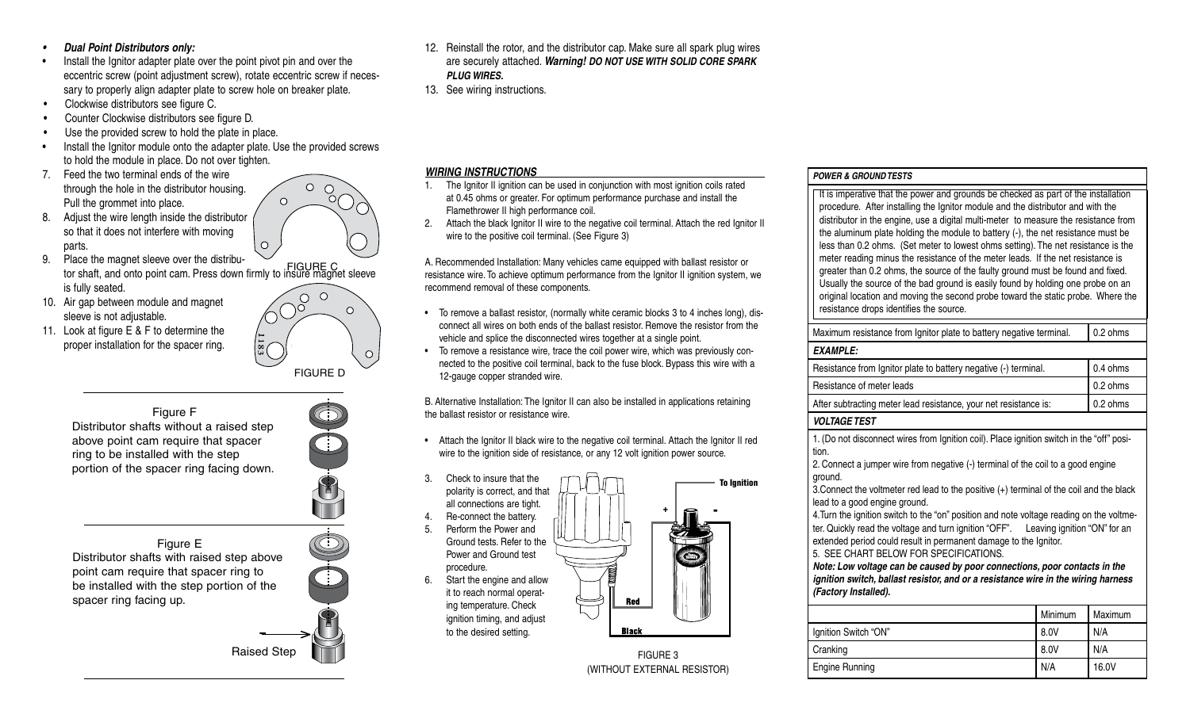- ***Dual Point Distributors only:***
- Install the Ignitor adapter plate over the point pivot pin and over the eccentric screw (point adjustment screw), rotate eccentric screw if necessary to properly align adapter plate to screw hole on breaker plate.
- Clockwise distributors see figure C.
- Counter Clockwise distributors see figure D.
- Use the provided screw to hold the plate in place.
- Install the Ignitor module onto the adapter plate. Use the provided screws to hold the module in place. Do not over tighten.

7. Feed the two terminal ends of the wire through the hole in the distributor housing. Pull the grommet into place.
8. Adjust the wire length inside the distributor so that it does not interfere with moving parts.
9. Place the magnet sleeve over the distributor shaft, and onto point cam. Press down firmly to insure magnet sleeve is fully seated.
10. Air gap between module and magnet sleeve is not adjustable.
11. Look at figure E & F to determine the proper installation for the spacer ring.

FIGURE C

1183

FIGURE D

Figure F
Distributor shafts without a raised step above point cam require that spacer ring to be installed with the step portion of the spacer ring facing down.

Figure E
Distributor shafts with raised step above point cam require that spacer ring to be installed with the step portion of the spacer ring facing up.

Raised Step

12. Reinstall the rotor, and the distributor cap. Make sure all spark plug wires are securely attached. ***Warning! DO NOT USE WITH SOLID CORE SPARK PLUG WIRES.***
13. See wiring instructions.

## *WIRING INSTRUCTIONS*

1. The Ignitor II ignition can be used in conjunction with most ignition coils rated at 0.45 ohms or greater. For optimum performance purchase and install the Flamethrower II high performance coil.
2. Attach the black Ignitor II wire to the negative coil terminal. Attach the red Ignitor II wire to the positive coil terminal. (See Figure 3)

A. Recommended Installation: Many vehicles came equipped with ballast resistor or resistance wire. To achieve optimum performance from the Ignitor II ignition system, we recommend removal of these components.

- To remove a ballast resistor, (normally white ceramic blocks 3 to 4 inches long), disconnect all wires on both ends of the ballast resistor. Remove the resistor from the vehicle and splice the disconnected wires together at a single point.
- To remove a resistance wire, trace the coil power wire, which was previously connected to the positive coil terminal, back to the fuse block. Bypass this wire with a 12-gauge copper stranded wire.

B. Alternative Installation: The Ignitor II can also be installed in applications retaining the ballast resistor or resistance wire.

- Attach the Ignitor II black wire to the negative coil terminal. Attach the Ignitor II red wire to the ignition side of resistance, or any 12 volt ignition power source.

3. Check to insure that the polarity is correct, and that all connections are tight.
4. Re-connect the battery.
5. Perform the Power and Ground tests. Refer to the Power and Ground test procedure.
6. Start the engine and allow it to reach normal operating temperature. Check ignition timing, and adjust to the desired setting.

To Ignition

\+

\-

Red

Black

FIGURE 3
(WITHOUT EXTERNAL RESISTOR)

### *POWER & GROUND TESTS*

It is imperative that the power and grounds be checked as part of the installation procedure. After installing the Ignitor module and the distributor and with the distributor in the engine, use a digital multi-meter to measure the resistance from the aluminum plate holding the module to battery (-), the net resistance must be less than 0.2 ohms. (Set meter to lowest ohms setting). The net resistance is the meter reading minus the resistance of the meter leads. If the net resistance is greater than 0.2 ohms, the source of the faulty ground must be found and fixed. Usually the source of the bad ground is easily found by holding one probe on an original location and moving the second probe toward the static probe. Where the resistance drops identifies the source.

| | |
|---|---|
| Maximum resistance from Ignitor plate to battery negative terminal. | 0.2 ohms |
| ***EXAMPLE:*** | |
| Resistance from Ignitor plate to battery negative (-) terminal. | 0.4 ohms |
| Resistance of meter leads | 0.2 ohms |
| After subtracting meter lead resistance, your net resistance is: | 0.2 ohms |

### *VOLTAGE TEST*

1. (Do not disconnect wires from Ignition coil). Place ignition switch in the "off" position.
2. Connect a jumper wire from negative (-) terminal of the coil to a good engine ground.
3. Connect the voltmeter red lead to the positive (+) terminal of the coil and the black lead to a good engine ground.
4. Turn the ignition switch to the "on" position and note voltage reading on the voltmeter. Quickly read the voltage and turn ignition "OFF". Leaving ignition "ON" for an extended period could result in permanent damage to the Ignitor.
5. SEE CHART BELOW FOR SPECIFICATIONS.

***Note: Low voltage can be caused by poor connections, poor contacts in the ignition switch, ballast resistor, and or a resistance wire in the wiring harness (Factory Installed).***

| | Minimum | Maximum |
|---|---|---|
| Ignition Switch "ON" | 8.0V | N/A |
| Cranking | 8.0V | N/A |
| Engine Running | N/A | 16.0V |